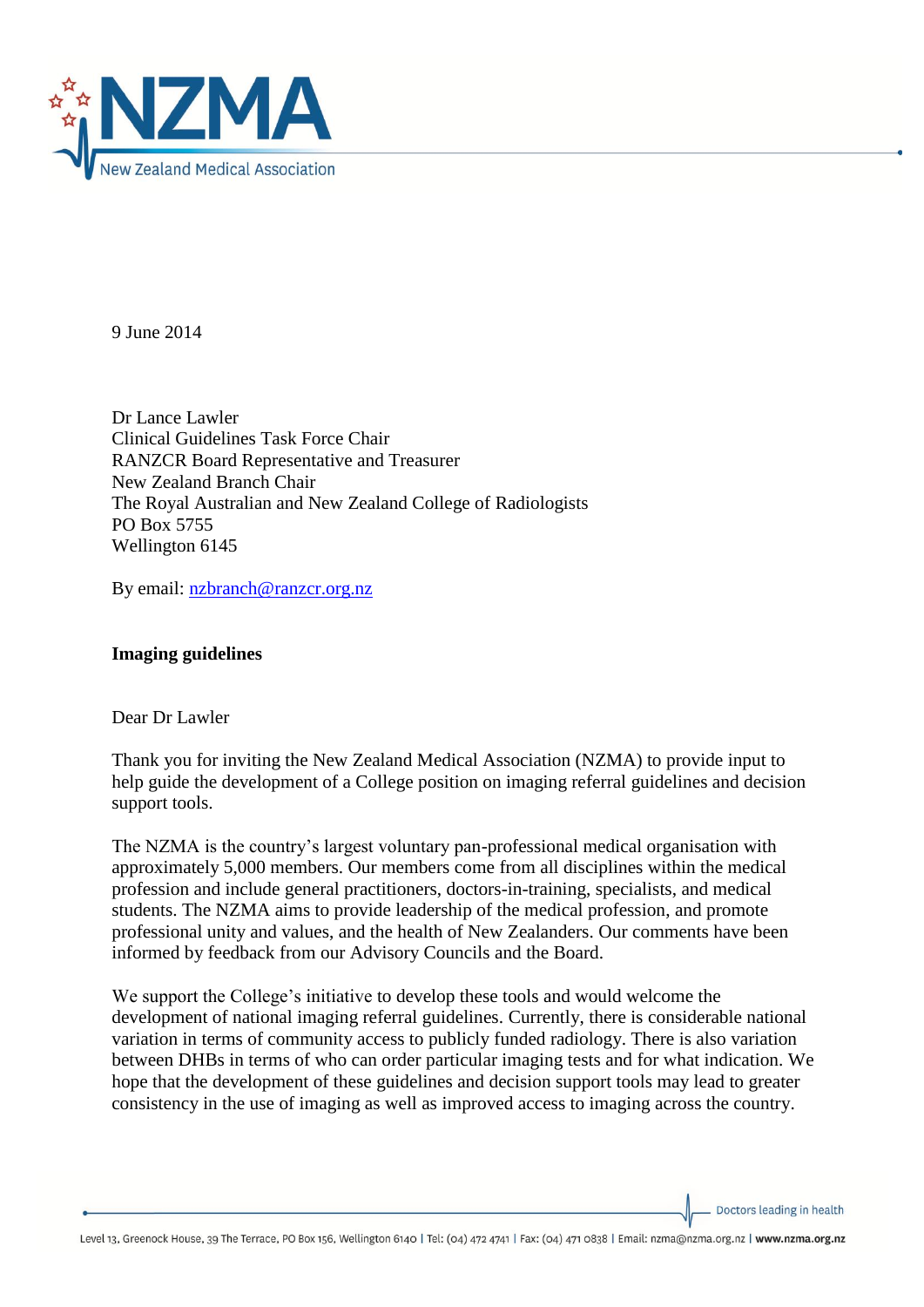9 June 2014

Dr Lance Lawler
Clinical Guidelines Task Force Chair
RANZCR Board Representative and Treasurer
New Zealand Branch Chair
The Royal Australian and New Zealand College of Radiologists
PO Box 5755
Wellington 6145

By email: nzbranch@ranzcr.org.nz

**Imaging guidelines**

Dear Dr Lawler

Thank you for inviting the New Zealand Medical Association (NZMA) to provide input to help guide the development of a College position on imaging referral guidelines and decision support tools.

The NZMA is the country's largest voluntary pan-professional medical organisation with approximately 5,000 members. Our members come from all disciplines within the medical profession and include general practitioners, doctors-in-training, specialists, and medical students. The NZMA aims to provide leadership of the medical profession, and promote professional unity and values, and the health of New Zealanders. Our comments have been informed by feedback from our Advisory Councils and the Board.

We support the College's initiative to develop these tools and would welcome the development of national imaging referral guidelines. Currently, there is considerable national variation in terms of community access to publicly funded radiology. There is also variation between DHBs in terms of who can order particular imaging tests and for what indication. We hope that the development of these guidelines and decision support tools may lead to greater consistency in the use of imaging as well as improved access to imaging across the country.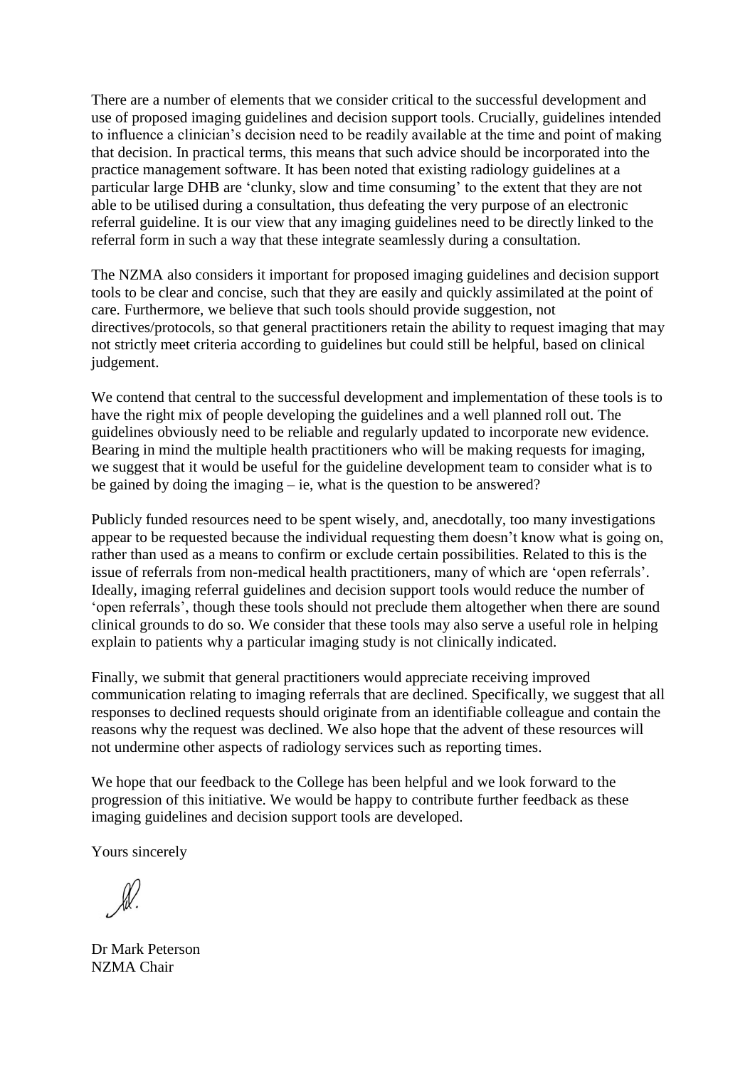There are a number of elements that we consider critical to the successful development and use of proposed imaging guidelines and decision support tools. Crucially, guidelines intended to influence a clinician's decision need to be readily available at the time and point of making that decision. In practical terms, this means that such advice should be incorporated into the practice management software. It has been noted that existing radiology guidelines at a particular large DHB are 'clunky, slow and time consuming' to the extent that they are not able to be utilised during a consultation, thus defeating the very purpose of an electronic referral guideline. It is our view that any imaging guidelines need to be directly linked to the referral form in such a way that these integrate seamlessly during a consultation.

The NZMA also considers it important for proposed imaging guidelines and decision support tools to be clear and concise, such that they are easily and quickly assimilated at the point of care. Furthermore, we believe that such tools should provide suggestion, not directives/protocols, so that general practitioners retain the ability to request imaging that may not strictly meet criteria according to guidelines but could still be helpful, based on clinical judgement.

We contend that central to the successful development and implementation of these tools is to have the right mix of people developing the guidelines and a well planned roll out. The guidelines obviously need to be reliable and regularly updated to incorporate new evidence. Bearing in mind the multiple health practitioners who will be making requests for imaging, we suggest that it would be useful for the guideline development team to consider what is to be gained by doing the imaging – ie, what is the question to be answered?

Publicly funded resources need to be spent wisely, and, anecdotally, too many investigations appear to be requested because the individual requesting them doesn't know what is going on, rather than used as a means to confirm or exclude certain possibilities. Related to this is the issue of referrals from non-medical health practitioners, many of which are 'open referrals'. Ideally, imaging referral guidelines and decision support tools would reduce the number of 'open referrals', though these tools should not preclude them altogether when there are sound clinical grounds to do so. We consider that these tools may also serve a useful role in helping explain to patients why a particular imaging study is not clinically indicated.

Finally, we submit that general practitioners would appreciate receiving improved communication relating to imaging referrals that are declined. Specifically, we suggest that all responses to declined requests should originate from an identifiable colleague and contain the reasons why the request was declined. We also hope that the advent of these resources will not undermine other aspects of radiology services such as reporting times.

We hope that our feedback to the College has been helpful and we look forward to the progression of this initiative. We would be happy to contribute further feedback as these imaging guidelines and decision support tools are developed.

Yours sincerely

Dr Mark Peterson
NZMA Chair